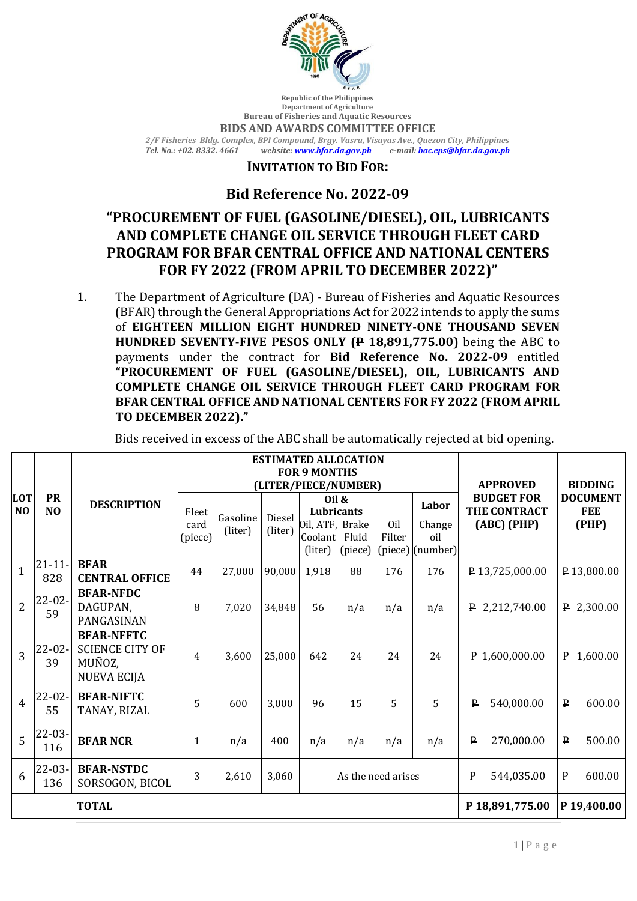Republic of the Philippines
Department of Agriculture
Bureau of Fisheries and Aquatic Resources
**BIDS AND AWARDS COMMITTEE OFFICE**
*2/F Fisheries Bldg. Complex, BPI Compound, Brgy. Vasra, Visayas Ave., Quezon City, Philippines*
*Tel. No.: +02. 8332. 4661 website: www.bfar.da.gov.ph e-mail: bac.eps@bfar.da.gov.ph*

## INVITATION TO BID FOR:

## Bid Reference No. 2022-09

## "PROCUREMENT OF FUEL (GASOLINE/DIESEL), OIL, LUBRICANTS AND COMPLETE CHANGE OIL SERVICE THROUGH FLEET CARD PROGRAM FOR BFAR CENTRAL OFFICE AND NATIONAL CENTERS FOR FY 2022 (FROM APRIL TO DECEMBER 2022)"

1. The Department of Agriculture (DA) - Bureau of Fisheries and Aquatic Resources (BFAR) through the General Appropriations Act for 2022 intends to apply the sums of **EIGHTEEN MILLION EIGHT HUNDRED NINETY-ONE THOUSAND SEVEN HUNDRED SEVENTY-FIVE PESOS ONLY (₱ 18,891,775.00)** being the ABC to payments under the contract for **Bid Reference No. 2022-09** entitled **"PROCUREMENT OF FUEL (GASOLINE/DIESEL), OIL, LUBRICANTS AND COMPLETE CHANGE OIL SERVICE THROUGH FLEET CARD PROGRAM FOR BFAR CENTRAL OFFICE AND NATIONAL CENTERS FOR FY 2022 (FROM APRIL TO DECEMBER 2022)."**

   Bids received in excess of the ABC shall be automatically rejected at bid opening.

| LOT NO | PR NO | DESCRIPTION | ESTIMATED ALLOCATION FOR 9 MONTHS (LITER/PIECE/NUMBER) | | | | | | | APPROVED BUDGET FOR THE CONTRACT (ABC) (PHP) | BIDDING DOCUMENT FEE (PHP) |
|---|---|---|---|---|---|---|---|---|---|---|---|
| | | | Fleet card (piece) | Gasoline (liter) | Diesel (liter) | Oil & Lubricants | | | Labor | | |
| | | | | | | Oil, ATF, Coolant (liter) | Brake Fluid (piece) | Oil Filter (piece) | Change oil (number) | | |
| 1 | 21-11-828 | **BFAR CENTRAL OFFICE** | 44 | 27,000 | 90,000 | 1,918 | 88 | 176 | 176 | ₱ 13,725,000.00 | ₱ 13,800.00 |
| 2 | 22-02-59 | **BFAR-NFDC** DAGUPAN, PANGASINAN | 8 | 7,020 | 34,848 | 56 | n/a | n/a | n/a | ₱ 2,212,740.00 | ₱ 2,300.00 |
| 3 | 22-02-39 | **BFAR-NFFTC** SCIENCE CITY OF MUÑOZ, NUEVA ECIJA | 4 | 3,600 | 25,000 | 642 | 24 | 24 | 24 | ₱ 1,600,000.00 | ₱ 1,600.00 |
| 4 | 22-02-55 | **BFAR-NIFTC** TANAY, RIZAL | 5 | 600 | 3,000 | 96 | 15 | 5 | 5 | ₱ 540,000.00 | ₱ 600.00 |
| 5 | 22-03-116 | **BFAR NCR** | 1 | n/a | 400 | n/a | n/a | n/a | n/a | ₱ 270,000.00 | ₱ 500.00 |
| 6 | 22-03-136 | **BFAR-NSTDC** SORSOGON, BICOL | 3 | 2,610 | 3,060 | As the need arises | | | | ₱ 544,035.00 | ₱ 600.00 |
| **TOTAL** | | | | | | | | | | **₱ 18,891,775.00** | **₱ 19,400.00** |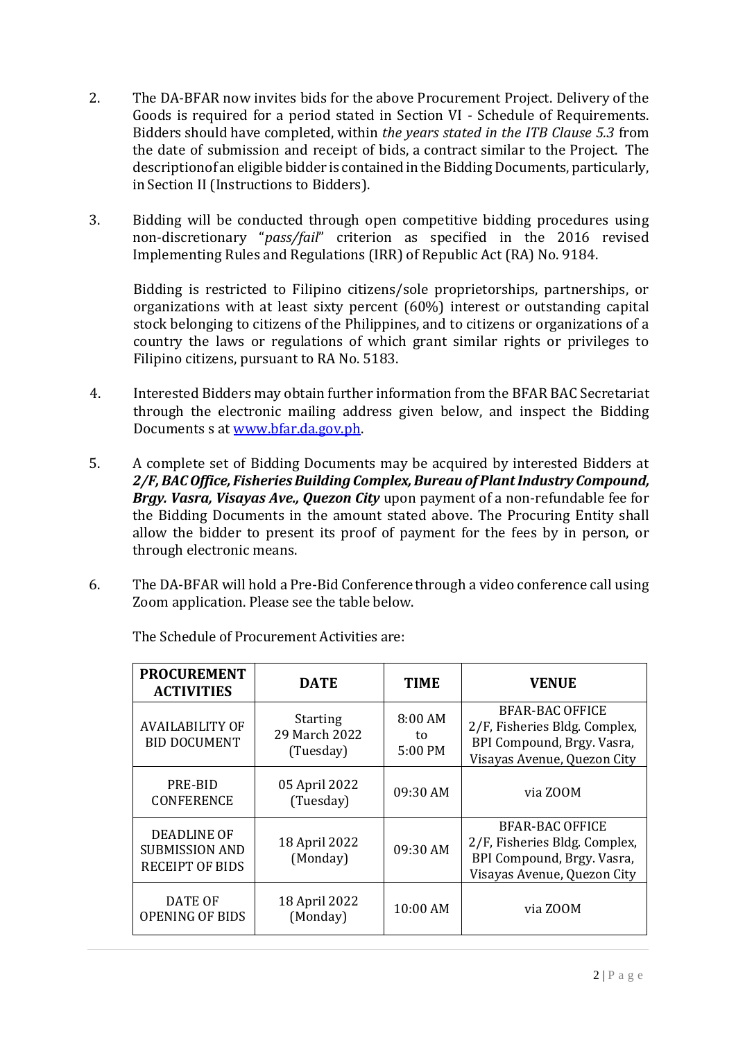2. The DA-BFAR now invites bids for the above Procurement Project. Delivery of the Goods is required for a period stated in Section VI - Schedule of Requirements. Bidders should have completed, within *the years stated in the ITB Clause 5.3* from the date of submission and receipt of bids, a contract similar to the Project. The descriptionofan eligible bidder is contained in the Bidding Documents, particularly, in Section II (Instructions to Bidders).

3. Bidding will be conducted through open competitive bidding procedures using non-discretionary "*pass/fail*" criterion as specified in the 2016 revised Implementing Rules and Regulations (IRR) of Republic Act (RA) No. 9184.

   Bidding is restricted to Filipino citizens/sole proprietorships, partnerships, or organizations with at least sixty percent (60%) interest or outstanding capital stock belonging to citizens of the Philippines, and to citizens or organizations of a country the laws or regulations of which grant similar rights or privileges to Filipino citizens, pursuant to RA No. 5183.

4. Interested Bidders may obtain further information from the BFAR BAC Secretariat through the electronic mailing address given below, and inspect the Bidding Documents s at [www.bfar.da.gov.ph](www.bfar.da.gov.ph).

5. A complete set of Bidding Documents may be acquired by interested Bidders at ***2/F, BAC Office, Fisheries Building Complex, Bureau of Plant Industry Compound, Brgy. Vasra, Visayas Ave., Quezon City*** upon payment of a non-refundable fee for the Bidding Documents in the amount stated above. The Procuring Entity shall allow the bidder to present its proof of payment for the fees by in person, or through electronic means.

6. The DA-BFAR will hold a Pre-Bid Conference through a video conference call using Zoom application. Please see the table below.

   The Schedule of Procurement Activities are:

| PROCUREMENT ACTIVITIES | DATE | TIME | VENUE |
|---|---|---|---|
| AVAILABILITY OF BID DOCUMENT | Starting 29 March 2022 (Tuesday) | 8:00 AM to 5:00 PM | BFAR-BAC OFFICE 2/F, Fisheries Bldg. Complex, BPI Compound, Brgy. Vasra, Visayas Avenue, Quezon City |
| PRE-BID CONFERENCE | 05 April 2022 (Tuesday) | 09:30 AM | via ZOOM |
| DEADLINE OF SUBMISSION AND RECEIPT OF BIDS | 18 April 2022 (Monday) | 09:30 AM | BFAR-BAC OFFICE 2/F, Fisheries Bldg. Complex, BPI Compound, Brgy. Vasra, Visayas Avenue, Quezon City |
| DATE OF OPENING OF BIDS | 18 April 2022 (Monday) | 10:00 AM | via ZOOM |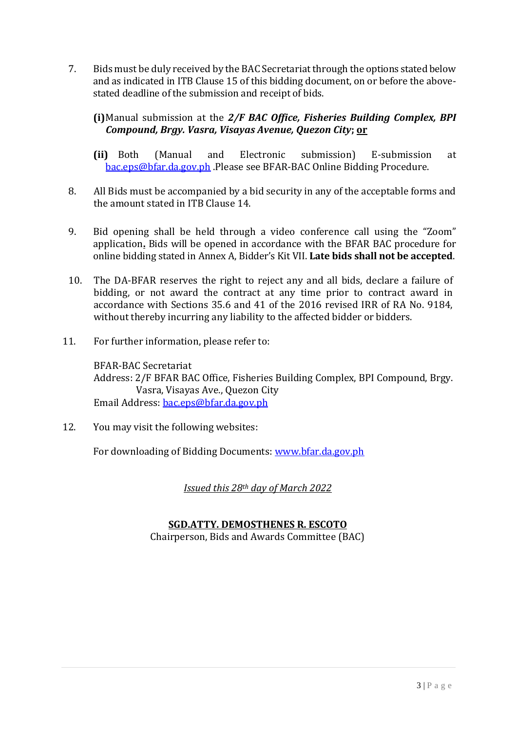7. Bids must be duly received by the BAC Secretariat through the options stated below and as indicated in ITB Clause 15 of this bidding document, on or before the above-stated deadline of the submission and receipt of bids.

   **(i)** Manual submission at the ***2/F BAC Office, Fisheries Building Complex, BPI Compound, Brgy. Vasra, Visayas Avenue, Quezon City*; <u>or</u>**

   **(ii)** Both (Manual and Electronic submission) E-submission at bac.eps@bfar.da.gov.ph .Please see BFAR-BAC Online Bidding Procedure.

8. All Bids must be accompanied by a bid security in any of the acceptable forms and the amount stated in ITB Clause 14.

9. Bid opening shall be held through a video conference call using the "Zoom" application**.** Bids will be opened in accordance with the BFAR BAC procedure for online bidding stated in Annex A, Bidder's Kit VII. **Late bids shall not be accepted**.

10. The DA-BFAR reserves the right to reject any and all bids, declare a failure of bidding, or not award the contract at any time prior to contract award in accordance with Sections 35.6 and 41 of the 2016 revised IRR of RA No. 9184, without thereby incurring any liability to the affected bidder or bidders.

11. For further information, please refer to:

    BFAR-BAC Secretariat
    Address: 2/F BFAR BAC Office, Fisheries Building Complex, BPI Compound, Brgy. Vasra, Visayas Ave., Quezon City
    Email Address: bac.eps@bfar.da.gov.ph

12. You may visit the following websites:

    For downloading of Bidding Documents: www.bfar.da.gov.ph

*<u>Issued this 28th day of March 2022</u>*

**<u>SGD.ATTY. DEMOSTHENES R. ESCOTO</u>**
Chairperson, Bids and Awards Committee (BAC)